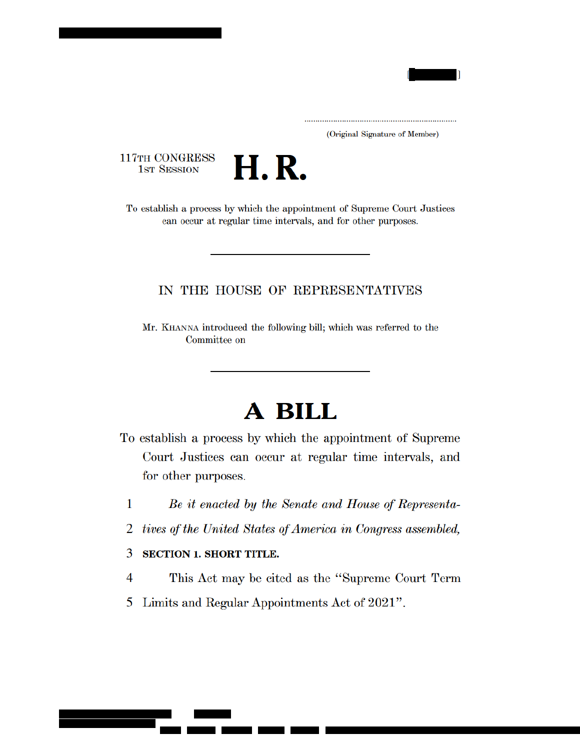(Original Signature of Member)

117TH CONGRESS
1ST SESSION

# H. R.

To establish a process by which the appointment of Supreme Court Justices can occur at regular time intervals, and for other purposes.

---

IN THE HOUSE OF REPRESENTATIVES

Mr. KHANNA introduced the following bill; which was referred to the Committee on

---

# A BILL

To establish a process by which the appointment of Supreme Court Justices can occur at regular time intervals, and for other purposes.

*Be it enacted by the Senate and House of Representatives of the United States of America in Congress assembled,*

**SECTION 1. SHORT TITLE.**

This Act may be cited as the "Supreme Court Term Limits and Regular Appointments Act of 2021".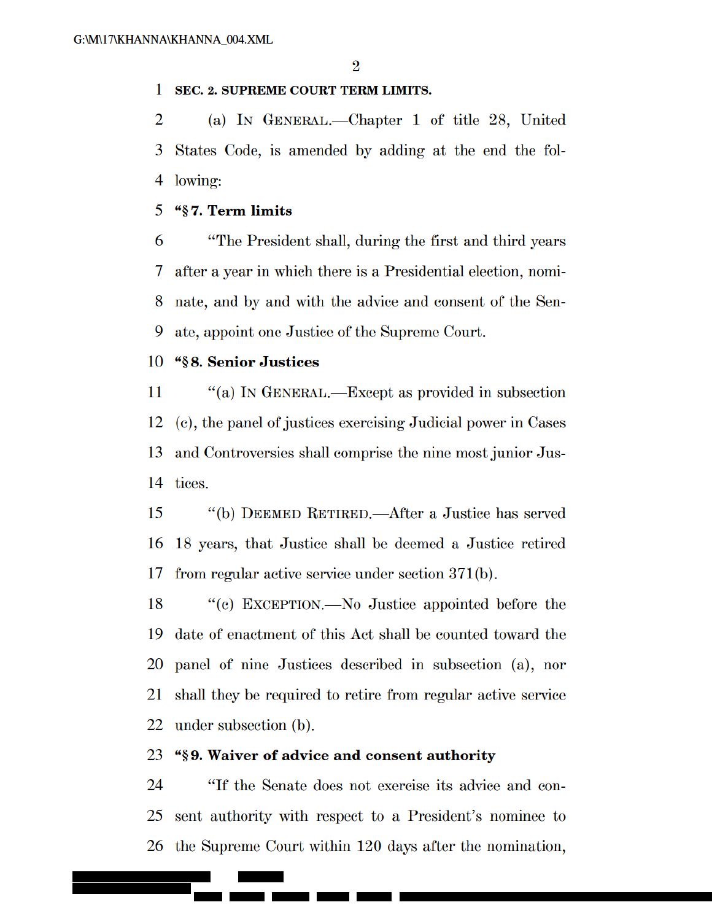**SEC. 2. SUPREME COURT TERM LIMITS.**

(a) IN GENERAL.—Chapter 1 of title 28, United States Code, is amended by adding at the end the following:

**"§ 7. Term limits**

"The President shall, during the first and third years after a year in which there is a Presidential election, nominate, and by and with the advice and consent of the Senate, appoint one Justice of the Supreme Court.

**"§ 8. Senior Justices**

"(a) IN GENERAL.—Except as provided in subsection (c), the panel of justices exercising Judicial power in Cases and Controversies shall comprise the nine most junior Justices.

"(b) DEEMED RETIRED.—After a Justice has served 18 years, that Justice shall be deemed a Justice retired from regular active service under section 371(b).

"(c) EXCEPTION.—No Justice appointed before the date of enactment of this Act shall be counted toward the panel of nine Justices described in subsection (a), nor shall they be required to retire from regular active service under subsection (b).

**"§ 9. Waiver of advice and consent authority**

"If the Senate does not exercise its advice and consent authority with respect to a President's nominee to the Supreme Court within 120 days after the nomination,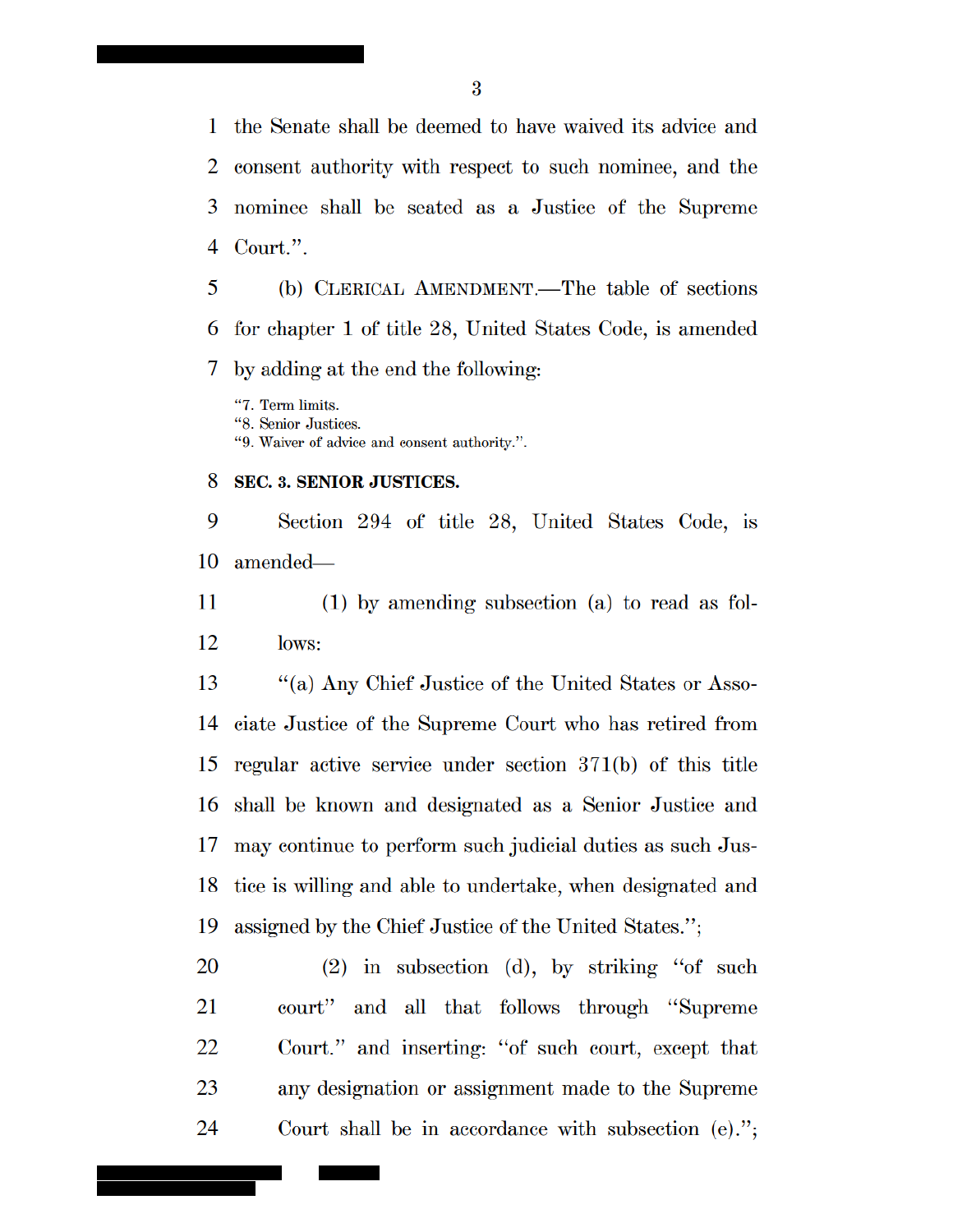the Senate shall be deemed to have waived its advice and consent authority with respect to such nominee, and the nominee shall be seated as a Justice of the Supreme Court.".

(b) CLERICAL AMENDMENT.—The table of sections for chapter 1 of title 28, United States Code, is amended by adding at the end the following:

"7. Term limits.
"8. Senior Justices.
"9. Waiver of advice and consent authority.".

**SEC. 3. SENIOR JUSTICES.**

Section 294 of title 28, United States Code, is amended—

(1) by amending subsection (a) to read as follows:

"(a) Any Chief Justice of the United States or Associate Justice of the Supreme Court who has retired from regular active service under section 371(b) of this title shall be known and designated as a Senior Justice and may continue to perform such judicial duties as such Justice is willing and able to undertake, when designated and assigned by the Chief Justice of the United States.";

(2) in subsection (d), by striking "of such court" and all that follows through "Supreme Court." and inserting: "of such court, except that any designation or assignment made to the Supreme Court shall be in accordance with subsection (e).";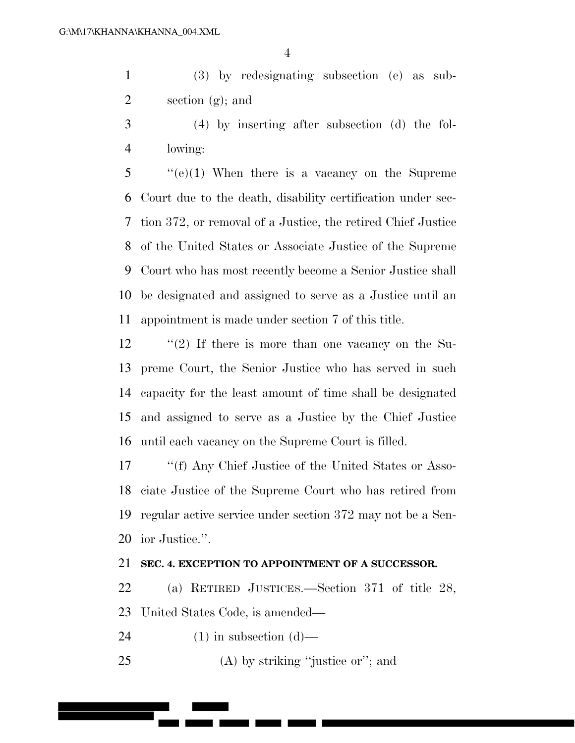(3) by redesignating subsection (e) as subsection (g); and

(4) by inserting after subsection (d) the following:

''(e)(1) When there is a vacancy on the Supreme Court due to the death, disability certification under section 372, or removal of a Justice, the retired Chief Justice of the United States or Associate Justice of the Supreme Court who has most recently become a Senior Justice shall be designated and assigned to serve as a Justice until an appointment is made under section 7 of this title.

''(2) If there is more than one vacancy on the Supreme Court, the Senior Justice who has served in such capacity for the least amount of time shall be designated and assigned to serve as a Justice by the Chief Justice until each vacancy on the Supreme Court is filled.

''(f) Any Chief Justice of the United States or Associate Justice of the Supreme Court who has retired from regular active service under section 372 may not be a Senior Justice.''.

**SEC. 4. EXCEPTION TO APPOINTMENT OF A SUCCESSOR.**

(a) RETIRED JUSTICES.—Section 371 of title 28, United States Code, is amended—

(1) in subsection (d)—

(A) by striking ''justice or''; and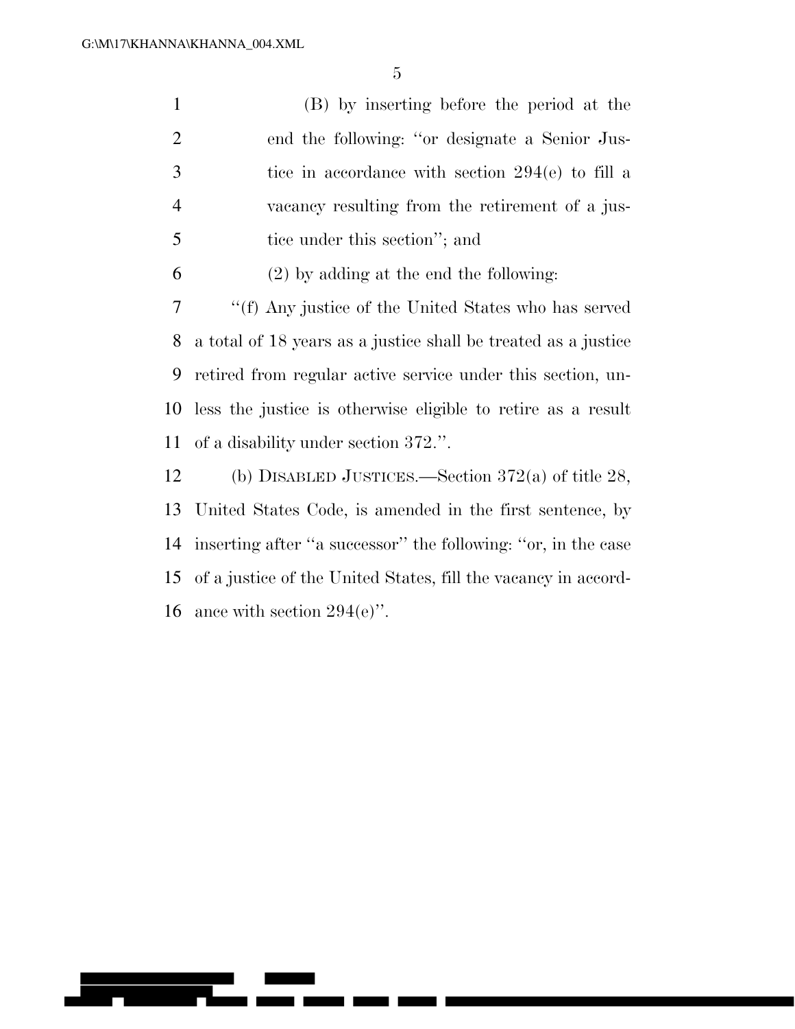(B) by inserting before the period at the end the following: ''or designate a Senior Justice in accordance with section 294(e) to fill a vacancy resulting from the retirement of a justice under this section''; and

(2) by adding at the end the following:

''(f) Any justice of the United States who has served a total of 18 years as a justice shall be treated as a justice retired from regular active service under this section, unless the justice is otherwise eligible to retire as a result of a disability under section 372.''.

(b) DISABLED JUSTICES.—Section 372(a) of title 28, United States Code, is amended in the first sentence, by inserting after ''a successor'' the following: ''or, in the case of a justice of the United States, fill the vacancy in accordance with section 294(e)''.